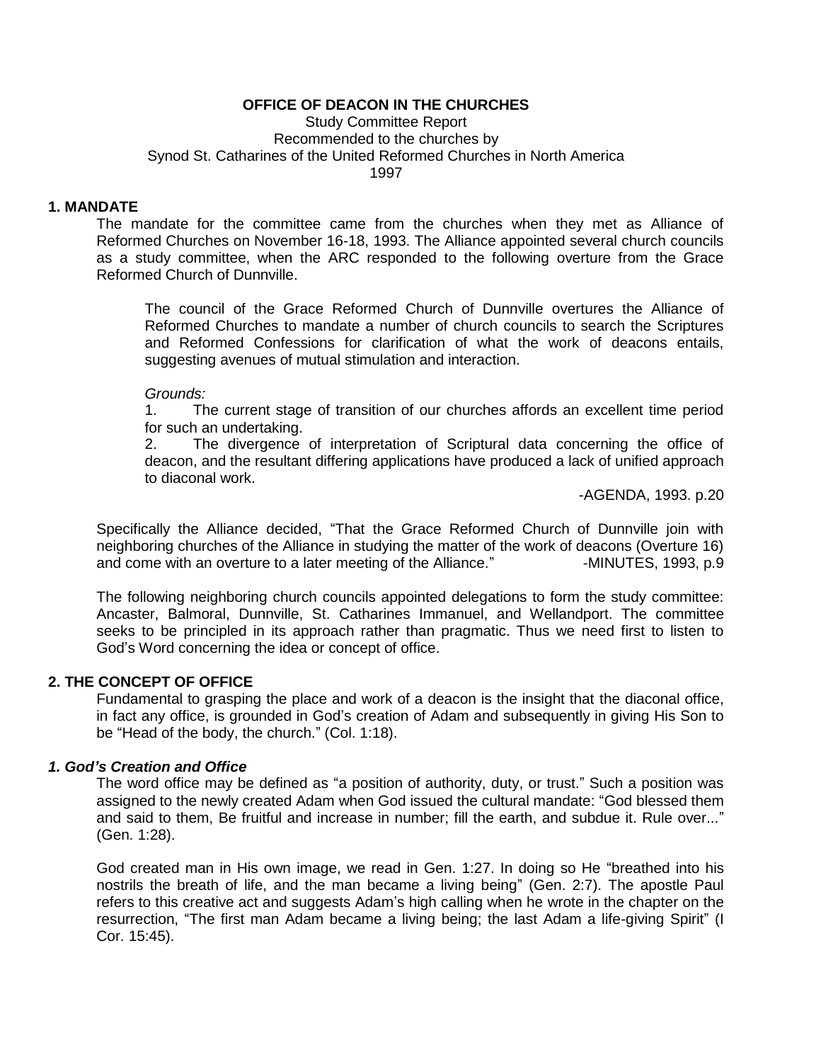**OFFICE OF DEACON IN THE CHURCHES**

Study Committee Report
Recommended to the churches by
Synod St. Catharines of the United Reformed Churches in North America
1997

## 1. MANDATE

The mandate for the committee came from the churches when they met as Alliance of Reformed Churches on November 16-18, 1993. The Alliance appointed several church councils as a study committee, when the ARC responded to the following overture from the Grace Reformed Church of Dunnville.

> The council of the Grace Reformed Church of Dunnville overtures the Alliance of Reformed Churches to mandate a number of church councils to search the Scriptures and Reformed Confessions for clarification of what the work of deacons entails, suggesting avenues of mutual stimulation and interaction.
>
> *Grounds:*
>
> 1. The current stage of transition of our churches affords an excellent time period for such an undertaking.
> 2. The divergence of interpretation of Scriptural data concerning the office of deacon, and the resultant differing applications have produced a lack of unified approach to diaconal work.
>
> -AGENDA, 1993. p.20

Specifically the Alliance decided, "That the Grace Reformed Church of Dunnville join with neighboring churches of the Alliance in studying the matter of the work of deacons (Overture 16) and come with an overture to a later meeting of the Alliance." -MINUTES, 1993, p.9

The following neighboring church councils appointed delegations to form the study committee: Ancaster, Balmoral, Dunnville, St. Catharines Immanuel, and Wellandport. The committee seeks to be principled in its approach rather than pragmatic. Thus we need first to listen to God's Word concerning the idea or concept of office.

## 2. THE CONCEPT OF OFFICE

Fundamental to grasping the place and work of a deacon is the insight that the diaconal office, in fact any office, is grounded in God's creation of Adam and subsequently in giving His Son to be "Head of the body, the church." (Col. 1:18).

### *1. God's Creation and Office*

The word office may be defined as "a position of authority, duty, or trust." Such a position was assigned to the newly created Adam when God issued the cultural mandate: "God blessed them and said to them, Be fruitful and increase in number; fill the earth, and subdue it. Rule over..." (Gen. 1:28).

God created man in His own image, we read in Gen. 1:27. In doing so He "breathed into his nostrils the breath of life, and the man became a living being" (Gen. 2:7). The apostle Paul refers to this creative act and suggests Adam's high calling when he wrote in the chapter on the resurrection, "The first man Adam became a living being; the last Adam a life-giving Spirit" (I Cor. 15:45).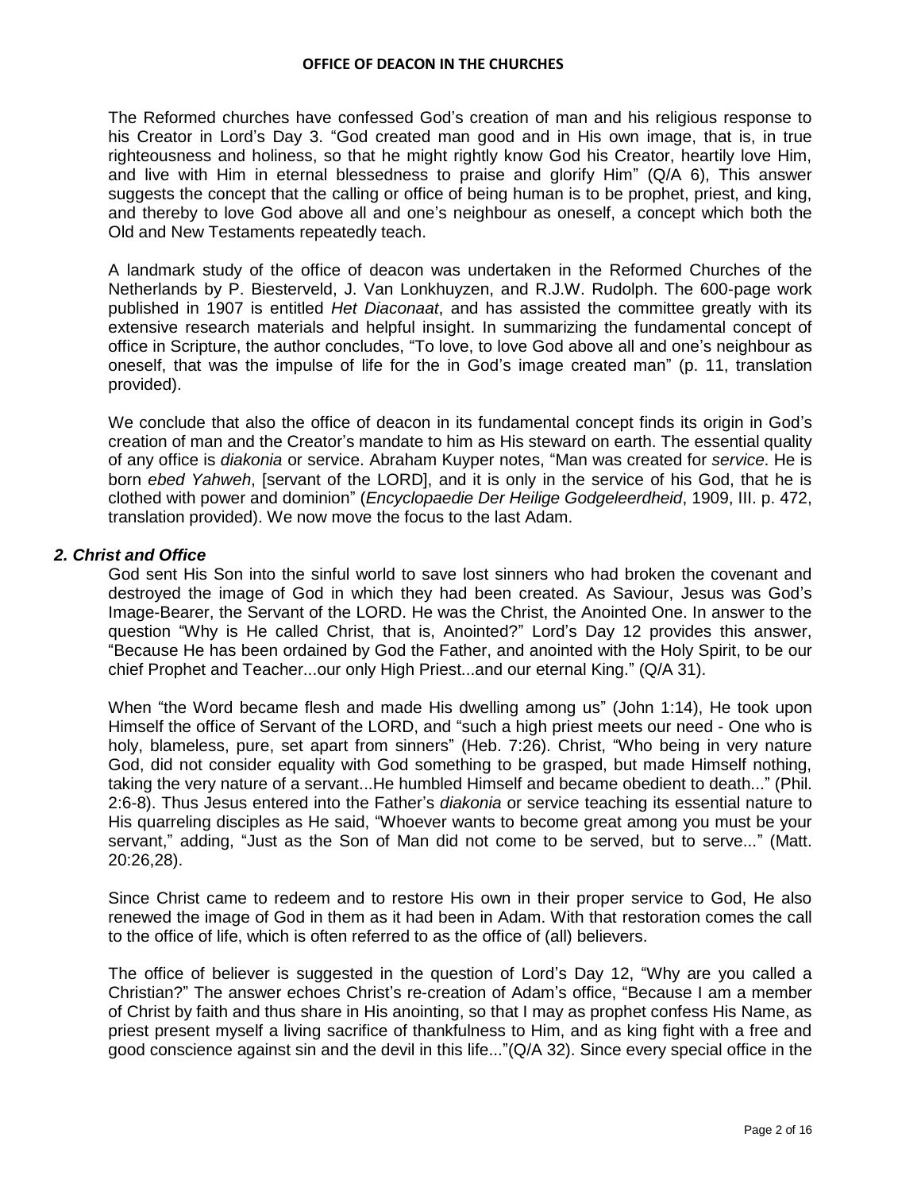The Reformed churches have confessed God's creation of man and his religious response to his Creator in Lord's Day 3. "God created man good and in His own image, that is, in true righteousness and holiness, so that he might rightly know God his Creator, heartily love Him, and live with Him in eternal blessedness to praise and glorify Him" (Q/A 6), This answer suggests the concept that the calling or office of being human is to be prophet, priest, and king, and thereby to love God above all and one's neighbour as oneself, a concept which both the Old and New Testaments repeatedly teach.

A landmark study of the office of deacon was undertaken in the Reformed Churches of the Netherlands by P. Biesterveld, J. Van Lonkhuyzen, and R.J.W. Rudolph. The 600-page work published in 1907 is entitled *Het Diaconaat*, and has assisted the committee greatly with its extensive research materials and helpful insight. In summarizing the fundamental concept of office in Scripture, the author concludes, "To love, to love God above all and one's neighbour as oneself, that was the impulse of life for the in God's image created man" (p. 11, translation provided).

We conclude that also the office of deacon in its fundamental concept finds its origin in God's creation of man and the Creator's mandate to him as His steward on earth. The essential quality of any office is *diakonia* or service. Abraham Kuyper notes, "Man was created for *service*. He is born *ebed Yahweh*, [servant of the LORD], and it is only in the service of his God, that he is clothed with power and dominion" (*Encyclopaedie Der Heilige Godgeleerdheid*, 1909, III. p. 472, translation provided). We now move the focus to the last Adam.

### *2. Christ and Office*

God sent His Son into the sinful world to save lost sinners who had broken the covenant and destroyed the image of God in which they had been created. As Saviour, Jesus was God's Image-Bearer, the Servant of the LORD. He was the Christ, the Anointed One. In answer to the question "Why is He called Christ, that is, Anointed?" Lord's Day 12 provides this answer, "Because He has been ordained by God the Father, and anointed with the Holy Spirit, to be our chief Prophet and Teacher...our only High Priest...and our eternal King." (Q/A 31).

When "the Word became flesh and made His dwelling among us" (John 1:14), He took upon Himself the office of Servant of the LORD, and "such a high priest meets our need - One who is holy, blameless, pure, set apart from sinners" (Heb. 7:26). Christ, "Who being in very nature God, did not consider equality with God something to be grasped, but made Himself nothing, taking the very nature of a servant...He humbled Himself and became obedient to death..." (Phil. 2:6-8). Thus Jesus entered into the Father's *diakonia* or service teaching its essential nature to His quarreling disciples as He said, "Whoever wants to become great among you must be your servant," adding, "Just as the Son of Man did not come to be served, but to serve..." (Matt. 20:26,28).

Since Christ came to redeem and to restore His own in their proper service to God, He also renewed the image of God in them as it had been in Adam. With that restoration comes the call to the office of life, which is often referred to as the office of (all) believers.

The office of believer is suggested in the question of Lord's Day 12, "Why are you called a Christian?" The answer echoes Christ's re-creation of Adam's office, "Because I am a member of Christ by faith and thus share in His anointing, so that I may as prophet confess His Name, as priest present myself a living sacrifice of thankfulness to Him, and as king fight with a free and good conscience against sin and the devil in this life..."(Q/A 32). Since every special office in the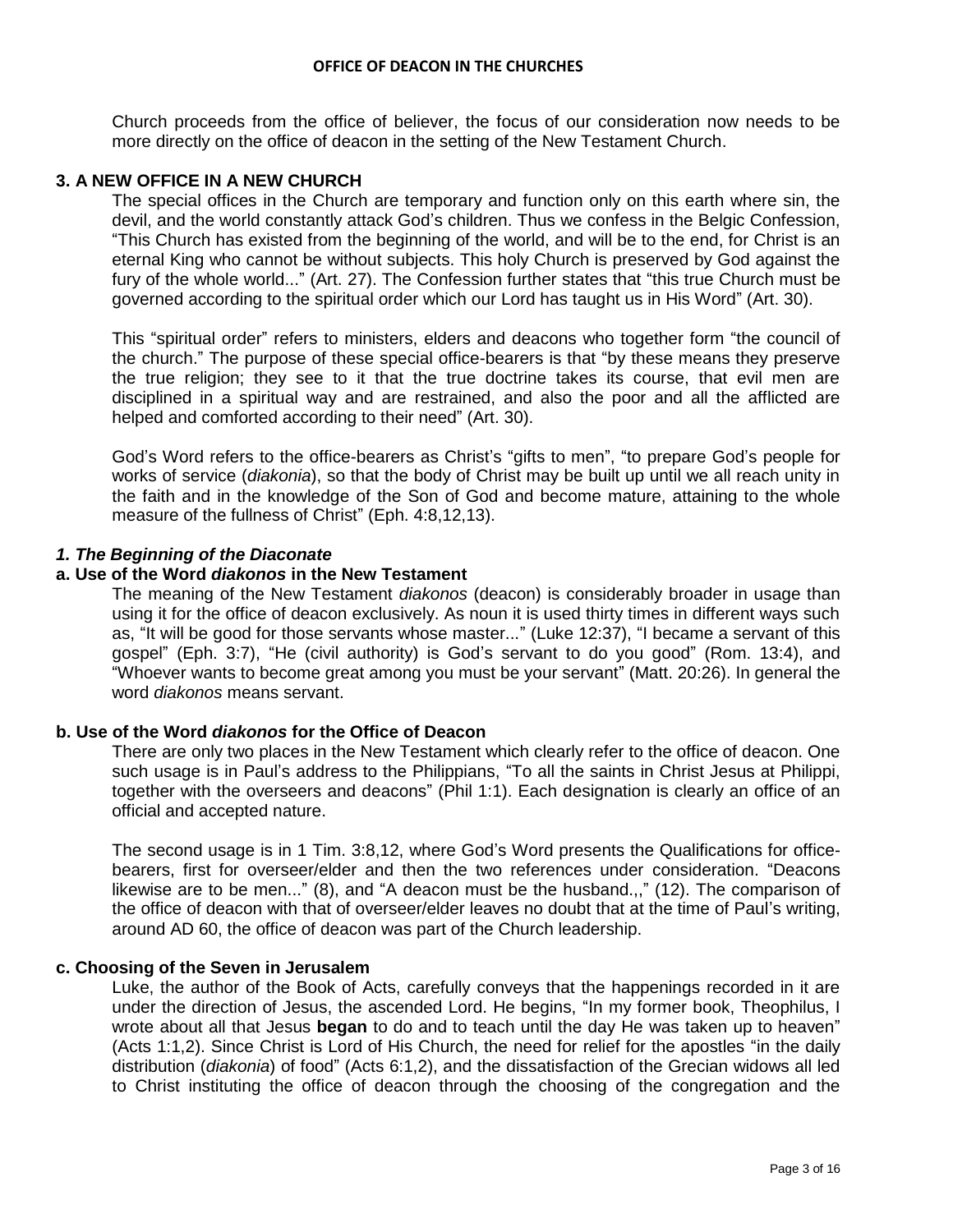Church proceeds from the office of believer, the focus of our consideration now needs to be more directly on the office of deacon in the setting of the New Testament Church.

## 3. A NEW OFFICE IN A NEW CHURCH

The special offices in the Church are temporary and function only on this earth where sin, the devil, and the world constantly attack God's children. Thus we confess in the Belgic Confession, "This Church has existed from the beginning of the world, and will be to the end, for Christ is an eternal King who cannot be without subjects. This holy Church is preserved by God against the fury of the whole world..." (Art. 27). The Confession further states that "this true Church must be governed according to the spiritual order which our Lord has taught us in His Word" (Art. 30).

This "spiritual order" refers to ministers, elders and deacons who together form "the council of the church." The purpose of these special office-bearers is that "by these means they preserve the true religion; they see to it that the true doctrine takes its course, that evil men are disciplined in a spiritual way and are restrained, and also the poor and all the afflicted are helped and comforted according to their need" (Art. 30).

God's Word refers to the office-bearers as Christ's "gifts to men", "to prepare God's people for works of service (*diakonia*), so that the body of Christ may be built up until we all reach unity in the faith and in the knowledge of the Son of God and become mature, attaining to the whole measure of the fullness of Christ" (Eph. 4:8,12,13).

### *1. The Beginning of the Diaconate*

#### a. Use of the Word *diakonos* in the New Testament

The meaning of the New Testament *diakonos* (deacon) is considerably broader in usage than using it for the office of deacon exclusively. As noun it is used thirty times in different ways such as, "It will be good for those servants whose master..." (Luke 12:37), "I became a servant of this gospel" (Eph. 3:7), "He (civil authority) is God's servant to do you good" (Rom. 13:4), and "Whoever wants to become great among you must be your servant" (Matt. 20:26). In general the word *diakonos* means servant.

#### b. Use of the Word *diakonos* for the Office of Deacon

There are only two places in the New Testament which clearly refer to the office of deacon. One such usage is in Paul's address to the Philippians, "To all the saints in Christ Jesus at Philippi, together with the overseers and deacons" (Phil 1:1). Each designation is clearly an office of an official and accepted nature.

The second usage is in 1 Tim. 3:8,12, where God's Word presents the Qualifications for office-bearers, first for overseer/elder and then the two references under consideration. "Deacons likewise are to be men..." (8), and "A deacon must be the husband.,," (12). The comparison of the office of deacon with that of overseer/elder leaves no doubt that at the time of Paul's writing, around AD 60, the office of deacon was part of the Church leadership.

#### c. Choosing of the Seven in Jerusalem

Luke, the author of the Book of Acts, carefully conveys that the happenings recorded in it are under the direction of Jesus, the ascended Lord. He begins, "In my former book, Theophilus, I wrote about all that Jesus **began** to do and to teach until the day He was taken up to heaven" (Acts 1:1,2). Since Christ is Lord of His Church, the need for relief for the apostles "in the daily distribution (*diakonia*) of food" (Acts 6:1,2), and the dissatisfaction of the Grecian widows all led to Christ instituting the office of deacon through the choosing of the congregation and the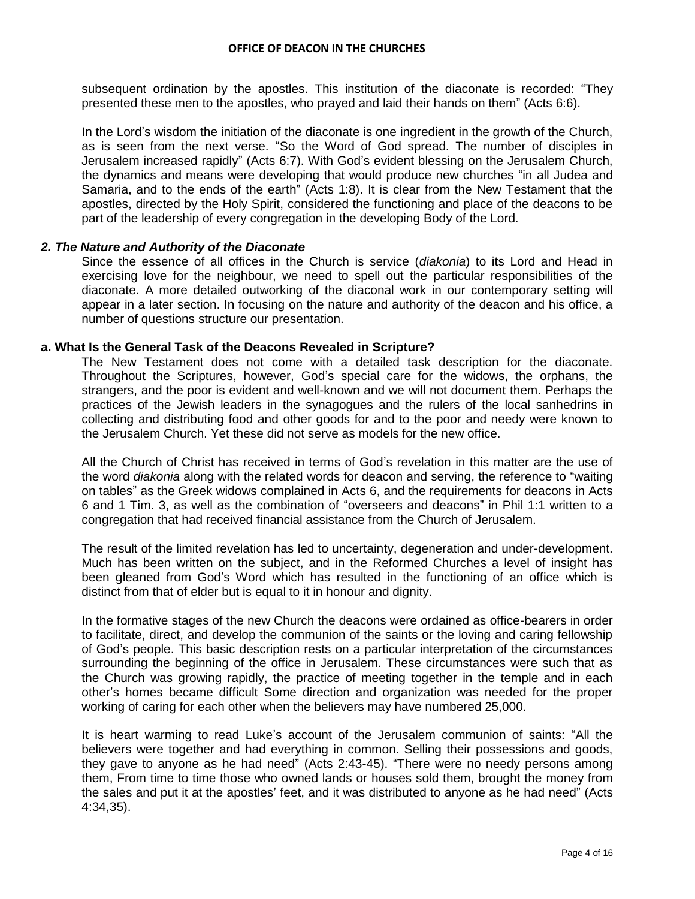subsequent ordination by the apostles. This institution of the diaconate is recorded: "They presented these men to the apostles, who prayed and laid their hands on them" (Acts 6:6).

In the Lord's wisdom the initiation of the diaconate is one ingredient in the growth of the Church, as is seen from the next verse. "So the Word of God spread. The number of disciples in Jerusalem increased rapidly" (Acts 6:7). With God's evident blessing on the Jerusalem Church, the dynamics and means were developing that would produce new churches "in all Judea and Samaria, and to the ends of the earth" (Acts 1:8). It is clear from the New Testament that the apostles, directed by the Holy Spirit, considered the functioning and place of the deacons to be part of the leadership of every congregation in the developing Body of the Lord.

### *2. The Nature and Authority of the Diaconate*

Since the essence of all offices in the Church is service (*diakonia*) to its Lord and Head in exercising love for the neighbour, we need to spell out the particular responsibilities of the diaconate. A more detailed outworking of the diaconal work in our contemporary setting will appear in a later section. In focusing on the nature and authority of the deacon and his office, a number of questions structure our presentation.

#### a. What Is the General Task of the Deacons Revealed in Scripture?

The New Testament does not come with a detailed task description for the diaconate. Throughout the Scriptures, however, God's special care for the widows, the orphans, the strangers, and the poor is evident and well-known and we will not document them. Perhaps the practices of the Jewish leaders in the synagogues and the rulers of the local sanhedrins in collecting and distributing food and other goods for and to the poor and needy were known to the Jerusalem Church. Yet these did not serve as models for the new office.

All the Church of Christ has received in terms of God's revelation in this matter are the use of the word *diakonia* along with the related words for deacon and serving, the reference to "waiting on tables" as the Greek widows complained in Acts 6, and the requirements for deacons in Acts 6 and 1 Tim. 3, as well as the combination of "overseers and deacons" in Phil 1:1 written to a congregation that had received financial assistance from the Church of Jerusalem.

The result of the limited revelation has led to uncertainty, degeneration and under-development. Much has been written on the subject, and in the Reformed Churches a level of insight has been gleaned from God's Word which has resulted in the functioning of an office which is distinct from that of elder but is equal to it in honour and dignity.

In the formative stages of the new Church the deacons were ordained as office-bearers in order to facilitate, direct, and develop the communion of the saints or the loving and caring fellowship of God's people. This basic description rests on a particular interpretation of the circumstances surrounding the beginning of the office in Jerusalem. These circumstances were such that as the Church was growing rapidly, the practice of meeting together in the temple and in each other's homes became difficult Some direction and organization was needed for the proper working of caring for each other when the believers may have numbered 25,000.

It is heart warming to read Luke's account of the Jerusalem communion of saints: "All the believers were together and had everything in common. Selling their possessions and goods, they gave to anyone as he had need" (Acts 2:43-45). "There were no needy persons among them, From time to time those who owned lands or houses sold them, brought the money from the sales and put it at the apostles' feet, and it was distributed to anyone as he had need" (Acts 4:34,35).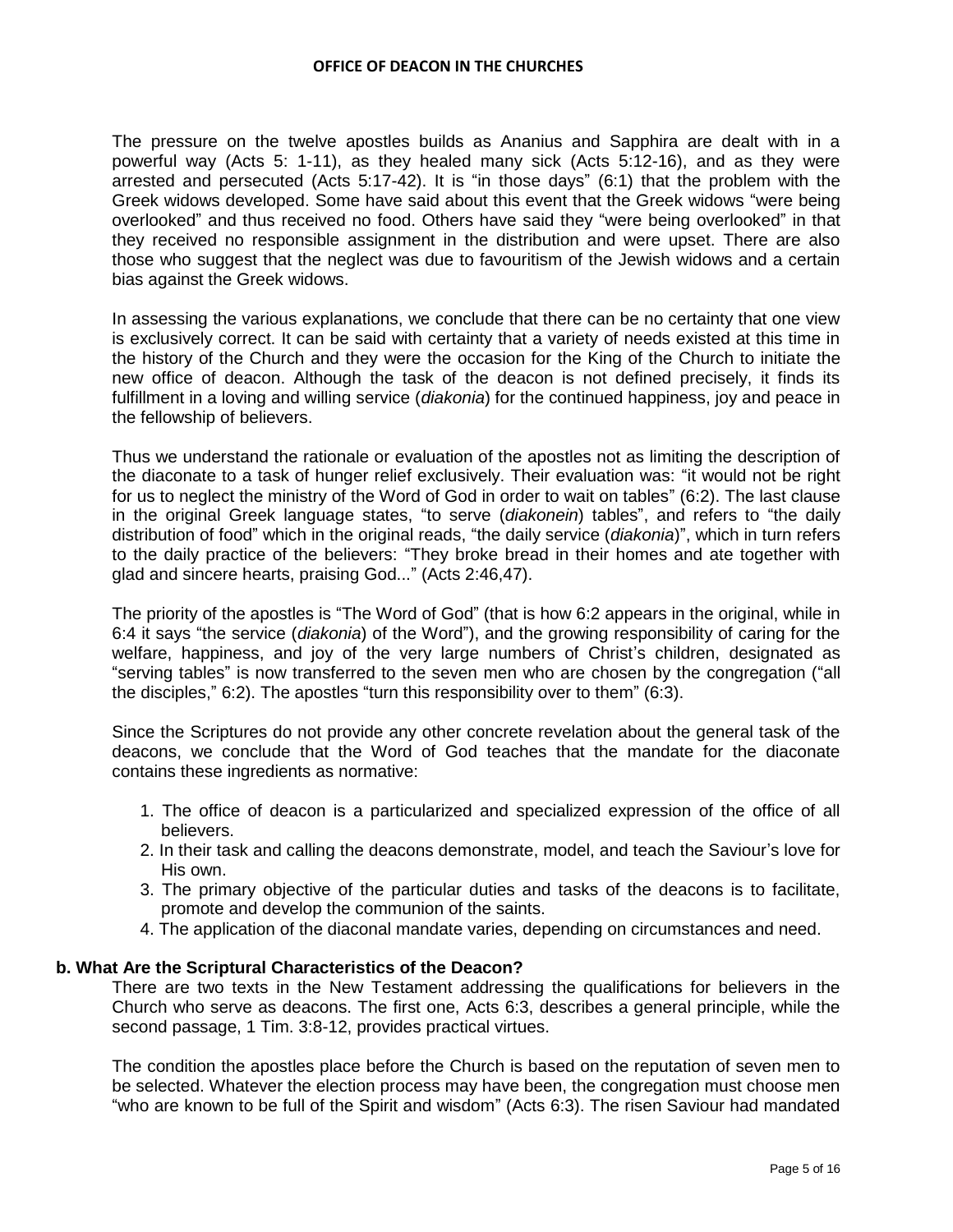The pressure on the twelve apostles builds as Ananius and Sapphira are dealt with in a powerful way (Acts 5: 1-11), as they healed many sick (Acts 5:12-16), and as they were arrested and persecuted (Acts 5:17-42). It is "in those days" (6:1) that the problem with the Greek widows developed. Some have said about this event that the Greek widows "were being overlooked" and thus received no food. Others have said they "were being overlooked" in that they received no responsible assignment in the distribution and were upset. There are also those who suggest that the neglect was due to favouritism of the Jewish widows and a certain bias against the Greek widows.

In assessing the various explanations, we conclude that there can be no certainty that one view is exclusively correct. It can be said with certainty that a variety of needs existed at this time in the history of the Church and they were the occasion for the King of the Church to initiate the new office of deacon. Although the task of the deacon is not defined precisely, it finds its fulfillment in a loving and willing service (*diakonia*) for the continued happiness, joy and peace in the fellowship of believers.

Thus we understand the rationale or evaluation of the apostles not as limiting the description of the diaconate to a task of hunger relief exclusively. Their evaluation was: "it would not be right for us to neglect the ministry of the Word of God in order to wait on tables" (6:2). The last clause in the original Greek language states, "to serve (*diakonein*) tables", and refers to "the daily distribution of food" which in the original reads, "the daily service (*diakonia*)", which in turn refers to the daily practice of the believers: "They broke bread in their homes and ate together with glad and sincere hearts, praising God..." (Acts 2:46,47).

The priority of the apostles is "The Word of God" (that is how 6:2 appears in the original, while in 6:4 it says "the service (*diakonia*) of the Word"), and the growing responsibility of caring for the welfare, happiness, and joy of the very large numbers of Christ's children, designated as "serving tables" is now transferred to the seven men who are chosen by the congregation ("all the disciples," 6:2). The apostles "turn this responsibility over to them" (6:3).

Since the Scriptures do not provide any other concrete revelation about the general task of the deacons, we conclude that the Word of God teaches that the mandate for the diaconate contains these ingredients as normative:

1. The office of deacon is a particularized and specialized expression of the office of all believers.
2. In their task and calling the deacons demonstrate, model, and teach the Saviour's love for His own.
3. The primary objective of the particular duties and tasks of the deacons is to facilitate, promote and develop the communion of the saints.
4. The application of the diaconal mandate varies, depending on circumstances and need.

### b. What Are the Scriptural Characteristics of the Deacon?

There are two texts in the New Testament addressing the qualifications for believers in the Church who serve as deacons. The first one, Acts 6:3, describes a general principle, while the second passage, 1 Tim. 3:8-12, provides practical virtues.

The condition the apostles place before the Church is based on the reputation of seven men to be selected. Whatever the election process may have been, the congregation must choose men "who are known to be full of the Spirit and wisdom" (Acts 6:3). The risen Saviour had mandated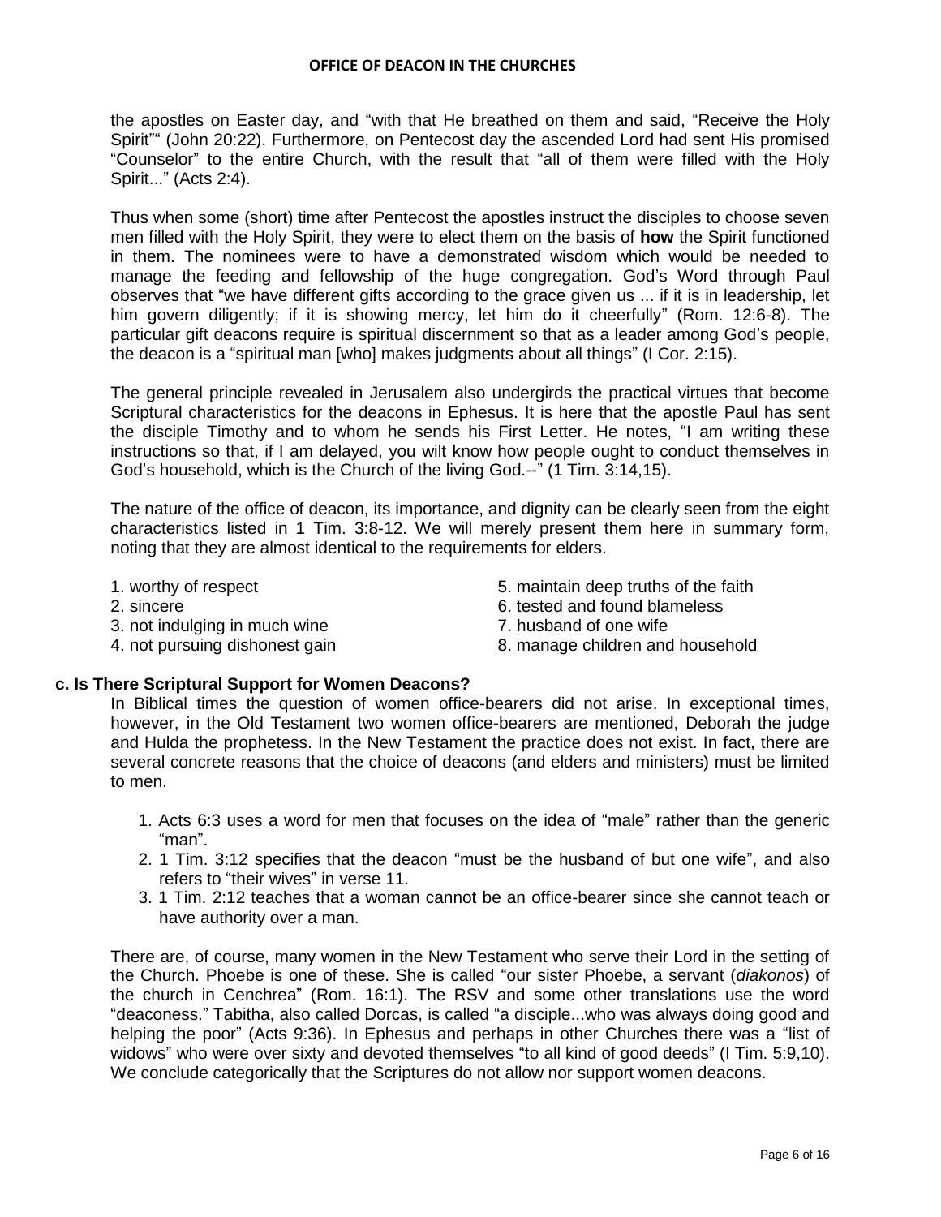the apostles on Easter day, and "with that He breathed on them and said, "Receive the Holy Spirit"" (John 20:22). Furthermore, on Pentecost day the ascended Lord had sent His promised "Counselor" to the entire Church, with the result that "all of them were filled with the Holy Spirit..." (Acts 2:4).

Thus when some (short) time after Pentecost the apostles instruct the disciples to choose seven men filled with the Holy Spirit, they were to elect them on the basis of **how** the Spirit functioned in them. The nominees were to have a demonstrated wisdom which would be needed to manage the feeding and fellowship of the huge congregation. God's Word through Paul observes that "we have different gifts according to the grace given us ... if it is in leadership, let him govern diligently; if it is showing mercy, let him do it cheerfully" (Rom. 12:6-8). The particular gift deacons require is spiritual discernment so that as a leader among God's people, the deacon is a "spiritual man [who] makes judgments about all things" (I Cor. 2:15).

The general principle revealed in Jerusalem also undergirds the practical virtues that become Scriptural characteristics for the deacons in Ephesus. It is here that the apostle Paul has sent the disciple Timothy and to whom he sends his First Letter. He notes, "I am writing these instructions so that, if I am delayed, you wilt know how people ought to conduct themselves in God's household, which is the Church of the living God.--" (1 Tim. 3:14,15).

The nature of the office of deacon, its importance, and dignity can be clearly seen from the eight characteristics listed in 1 Tim. 3:8-12. We will merely present them here in summary form, noting that they are almost identical to the requirements for elders.

1. worthy of respect
2. sincere
3. not indulging in much wine
4. not pursuing dishonest gain
5. maintain deep truths of the faith
6. tested and found blameless
7. husband of one wife
8. manage children and household

### c. Is There Scriptural Support for Women Deacons?

In Biblical times the question of women office-bearers did not arise. In exceptional times, however, in the Old Testament two women office-bearers are mentioned, Deborah the judge and Hulda the prophetess. In the New Testament the practice does not exist. In fact, there are several concrete reasons that the choice of deacons (and elders and ministers) must be limited to men.

1. Acts 6:3 uses a word for men that focuses on the idea of "male" rather than the generic "man".
2. 1 Tim. 3:12 specifies that the deacon "must be the husband of but one wife", and also refers to "their wives" in verse 11.
3. 1 Tim. 2:12 teaches that a woman cannot be an office-bearer since she cannot teach or have authority over a man.

There are, of course, many women in the New Testament who serve their Lord in the setting of the Church. Phoebe is one of these. She is called "our sister Phoebe, a servant (*diakonos*) of the church in Cenchrea" (Rom. 16:1). The RSV and some other translations use the word "deaconess." Tabitha, also called Dorcas, is called "a disciple...who was always doing good and helping the poor" (Acts 9:36). In Ephesus and perhaps in other Churches there was a "list of widows" who were over sixty and devoted themselves "to all kind of good deeds" (I Tim. 5:9,10). We conclude categorically that the Scriptures do not allow nor support women deacons.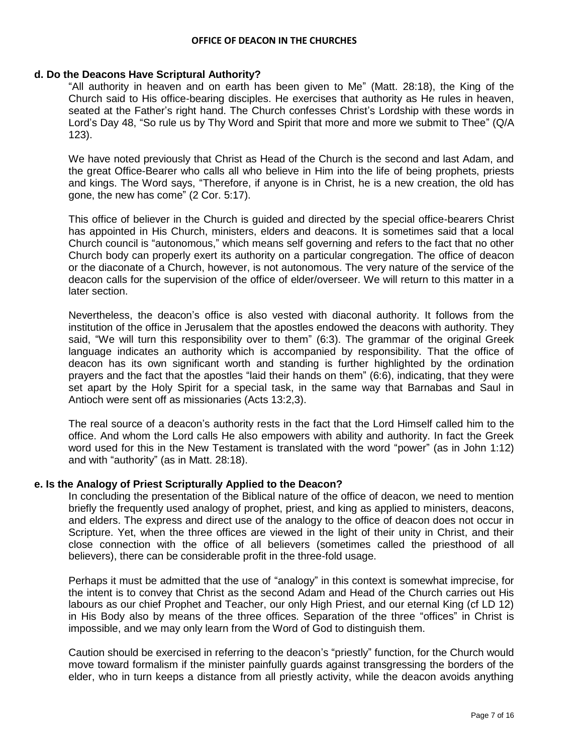### d. Do the Deacons Have Scriptural Authority?

"All authority in heaven and on earth has been given to Me" (Matt. 28:18), the King of the Church said to His office-bearing disciples. He exercises that authority as He rules in heaven, seated at the Father's right hand. The Church confesses Christ's Lordship with these words in Lord's Day 48, "So rule us by Thy Word and Spirit that more and more we submit to Thee" (Q/A 123).

We have noted previously that Christ as Head of the Church is the second and last Adam, and the great Office-Bearer who calls all who believe in Him into the life of being prophets, priests and kings. The Word says, "Therefore, if anyone is in Christ, he is a new creation, the old has gone, the new has come" (2 Cor. 5:17).

This office of believer in the Church is guided and directed by the special office-bearers Christ has appointed in His Church, ministers, elders and deacons. It is sometimes said that a local Church council is "autonomous," which means self governing and refers to the fact that no other Church body can properly exert its authority on a particular congregation. The office of deacon or the diaconate of a Church, however, is not autonomous. The very nature of the service of the deacon calls for the supervision of the office of elder/overseer. We will return to this matter in a later section.

Nevertheless, the deacon's office is also vested with diaconal authority. It follows from the institution of the office in Jerusalem that the apostles endowed the deacons with authority. They said, "We will turn this responsibility over to them" (6:3). The grammar of the original Greek language indicates an authority which is accompanied by responsibility. That the office of deacon has its own significant worth and standing is further highlighted by the ordination prayers and the fact that the apostles "laid their hands on them" (6:6), indicating, that they were set apart by the Holy Spirit for a special task, in the same way that Barnabas and Saul in Antioch were sent off as missionaries (Acts 13:2,3).

The real source of a deacon's authority rests in the fact that the Lord Himself called him to the office. And whom the Lord calls He also empowers with ability and authority. In fact the Greek word used for this in the New Testament is translated with the word "power" (as in John 1:12) and with "authority" (as in Matt. 28:18).

### e. Is the Analogy of Priest Scripturally Applied to the Deacon?

In concluding the presentation of the Biblical nature of the office of deacon, we need to mention briefly the frequently used analogy of prophet, priest, and king as applied to ministers, deacons, and elders. The express and direct use of the analogy to the office of deacon does not occur in Scripture. Yet, when the three offices are viewed in the light of their unity in Christ, and their close connection with the office of all believers (sometimes called the priesthood of all believers), there can be considerable profit in the three-fold usage.

Perhaps it must be admitted that the use of "analogy" in this context is somewhat imprecise, for the intent is to convey that Christ as the second Adam and Head of the Church carries out His labours as our chief Prophet and Teacher, our only High Priest, and our eternal King (cf LD 12) in His Body also by means of the three offices. Separation of the three "offices" in Christ is impossible, and we may only learn from the Word of God to distinguish them.

Caution should be exercised in referring to the deacon's "priestly" function, for the Church would move toward formalism if the minister painfully guards against transgressing the borders of the elder, who in turn keeps a distance from all priestly activity, while the deacon avoids anything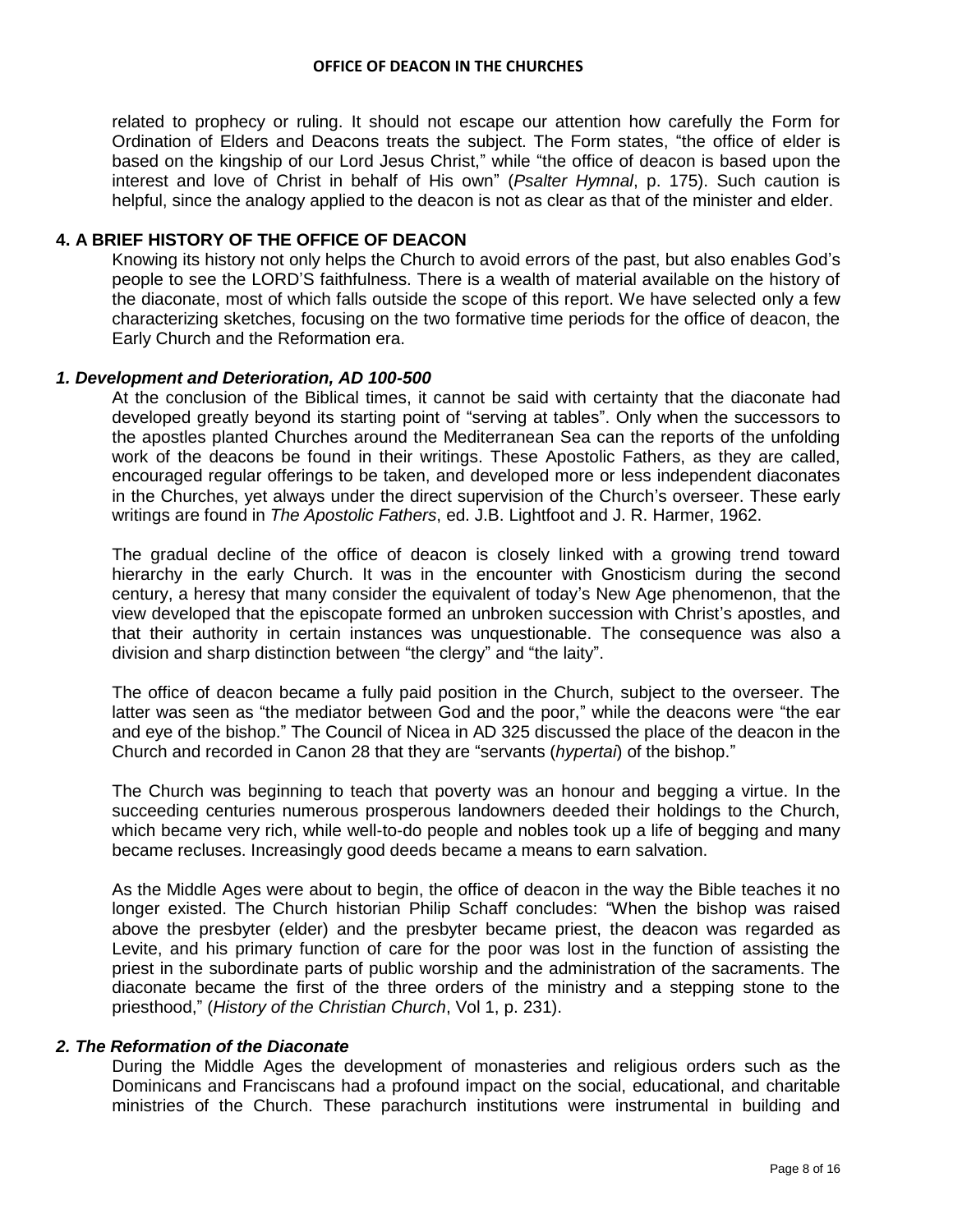related to prophecy or ruling. It should not escape our attention how carefully the Form for Ordination of Elders and Deacons treats the subject. The Form states, "the office of elder is based on the kingship of our Lord Jesus Christ," while "the office of deacon is based upon the interest and love of Christ in behalf of His own" (*Psalter Hymnal*, p. 175). Such caution is helpful, since the analogy applied to the deacon is not as clear as that of the minister and elder.

## 4. A BRIEF HISTORY OF THE OFFICE OF DEACON

Knowing its history not only helps the Church to avoid errors of the past, but also enables God's people to see the LORD'S faithfulness. There is a wealth of material available on the history of the diaconate, most of which falls outside the scope of this report. We have selected only a few characterizing sketches, focusing on the two formative time periods for the office of deacon, the Early Church and the Reformation era.

### *1. Development and Deterioration, AD 100-500*

At the conclusion of the Biblical times, it cannot be said with certainty that the diaconate had developed greatly beyond its starting point of "serving at tables". Only when the successors to the apostles planted Churches around the Mediterranean Sea can the reports of the unfolding work of the deacons be found in their writings. These Apostolic Fathers, as they are called, encouraged regular offerings to be taken, and developed more or less independent diaconates in the Churches, yet always under the direct supervision of the Church's overseer. These early writings are found in *The Apostolic Fathers*, ed. J.B. Lightfoot and J. R. Harmer, 1962.

The gradual decline of the office of deacon is closely linked with a growing trend toward hierarchy in the early Church. It was in the encounter with Gnosticism during the second century, a heresy that many consider the equivalent of today's New Age phenomenon, that the view developed that the episcopate formed an unbroken succession with Christ's apostles, and that their authority in certain instances was unquestionable. The consequence was also a division and sharp distinction between "the clergy" and "the laity".

The office of deacon became a fully paid position in the Church, subject to the overseer. The latter was seen as "the mediator between God and the poor," while the deacons were "the ear and eye of the bishop." The Council of Nicea in AD 325 discussed the place of the deacon in the Church and recorded in Canon 28 that they are "servants (*hypertai*) of the bishop."

The Church was beginning to teach that poverty was an honour and begging a virtue. In the succeeding centuries numerous prosperous landowners deeded their holdings to the Church, which became very rich, while well-to-do people and nobles took up a life of begging and many became recluses. Increasingly good deeds became a means to earn salvation.

As the Middle Ages were about to begin, the office of deacon in the way the Bible teaches it no longer existed. The Church historian Philip Schaff concludes: "When the bishop was raised above the presbyter (elder) and the presbyter became priest, the deacon was regarded as Levite, and his primary function of care for the poor was lost in the function of assisting the priest in the subordinate parts of public worship and the administration of the sacraments. The diaconate became the first of the three orders of the ministry and a stepping stone to the priesthood," (*History of the Christian Church*, Vol 1, p. 231).

### *2. The Reformation of the Diaconate*

During the Middle Ages the development of monasteries and religious orders such as the Dominicans and Franciscans had a profound impact on the social, educational, and charitable ministries of the Church. These parachurch institutions were instrumental in building and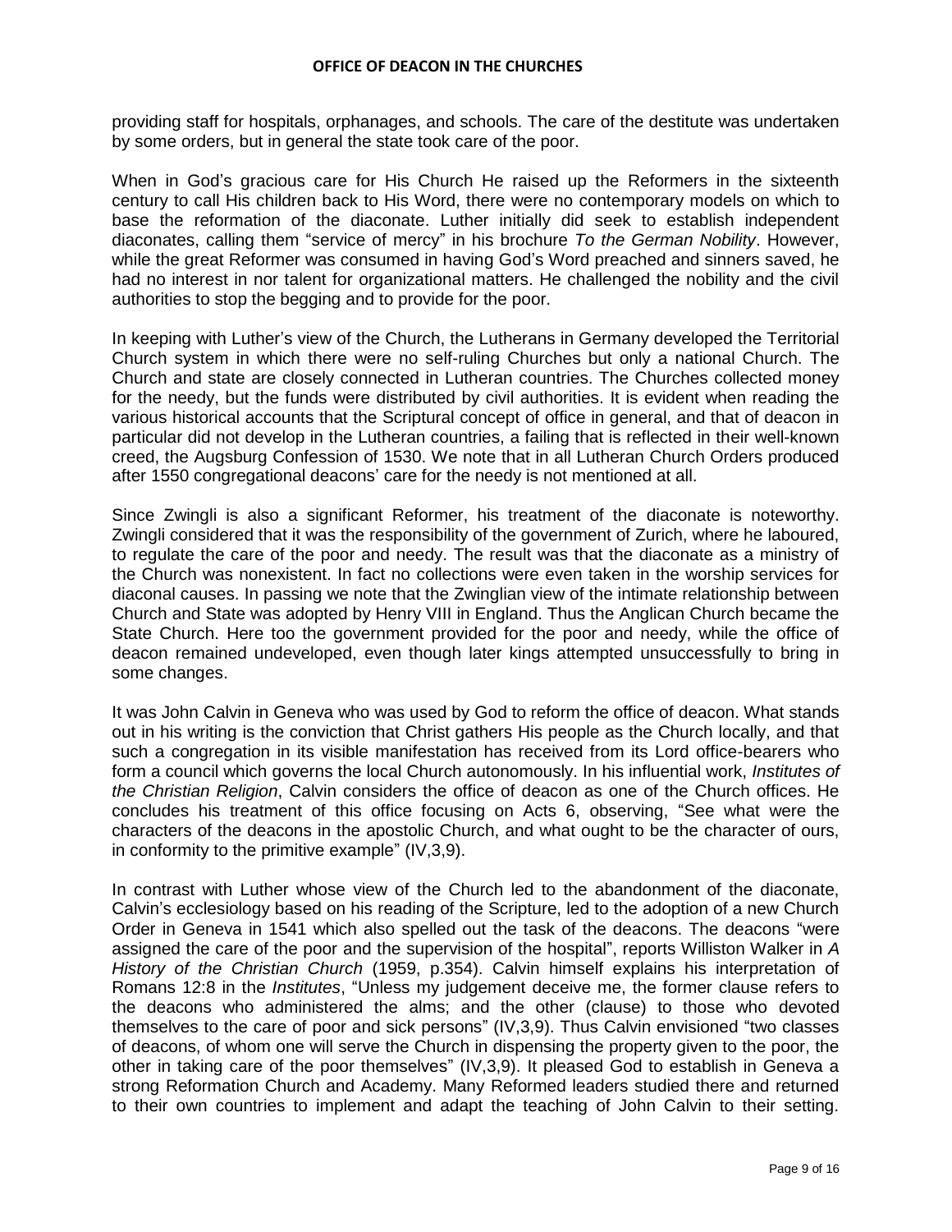providing staff for hospitals, orphanages, and schools. The care of the destitute was undertaken by some orders, but in general the state took care of the poor.

When in God's gracious care for His Church He raised up the Reformers in the sixteenth century to call His children back to His Word, there were no contemporary models on which to base the reformation of the diaconate. Luther initially did seek to establish independent diaconates, calling them "service of mercy" in his brochure *To the German Nobility*. However, while the great Reformer was consumed in having God's Word preached and sinners saved, he had no interest in nor talent for organizational matters. He challenged the nobility and the civil authorities to stop the begging and to provide for the poor.

In keeping with Luther's view of the Church, the Lutherans in Germany developed the Territorial Church system in which there were no self-ruling Churches but only a national Church. The Church and state are closely connected in Lutheran countries. The Churches collected money for the needy, but the funds were distributed by civil authorities. It is evident when reading the various historical accounts that the Scriptural concept of office in general, and that of deacon in particular did not develop in the Lutheran countries, a failing that is reflected in their well-known creed, the Augsburg Confession of 1530. We note that in all Lutheran Church Orders produced after 1550 congregational deacons' care for the needy is not mentioned at all.

Since Zwingli is also a significant Reformer, his treatment of the diaconate is noteworthy. Zwingli considered that it was the responsibility of the government of Zurich, where he laboured, to regulate the care of the poor and needy. The result was that the diaconate as a ministry of the Church was nonexistent. In fact no collections were even taken in the worship services for diaconal causes. In passing we note that the Zwinglian view of the intimate relationship between Church and State was adopted by Henry VIII in England. Thus the Anglican Church became the State Church. Here too the government provided for the poor and needy, while the office of deacon remained undeveloped, even though later kings attempted unsuccessfully to bring in some changes.

It was John Calvin in Geneva who was used by God to reform the office of deacon. What stands out in his writing is the conviction that Christ gathers His people as the Church locally, and that such a congregation in its visible manifestation has received from its Lord office-bearers who form a council which governs the local Church autonomously. In his influential work, *Institutes of the Christian Religion*, Calvin considers the office of deacon as one of the Church offices. He concludes his treatment of this office focusing on Acts 6, observing, "See what were the characters of the deacons in the apostolic Church, and what ought to be the character of ours, in conformity to the primitive example" (IV,3,9).

In contrast with Luther whose view of the Church led to the abandonment of the diaconate, Calvin's ecclesiology based on his reading of the Scripture, led to the adoption of a new Church Order in Geneva in 1541 which also spelled out the task of the deacons. The deacons "were assigned the care of the poor and the supervision of the hospital", reports Williston Walker in *A History of the Christian Church* (1959, p.354). Calvin himself explains his interpretation of Romans 12:8 in the *Institutes*, "Unless my judgement deceive me, the former clause refers to the deacons who administered the alms; and the other (clause) to those who devoted themselves to the care of poor and sick persons" (IV,3,9). Thus Calvin envisioned "two classes of deacons, of whom one will serve the Church in dispensing the property given to the poor, the other in taking care of the poor themselves" (IV,3,9). It pleased God to establish in Geneva a strong Reformation Church and Academy. Many Reformed leaders studied there and returned to their own countries to implement and adapt the teaching of John Calvin to their setting.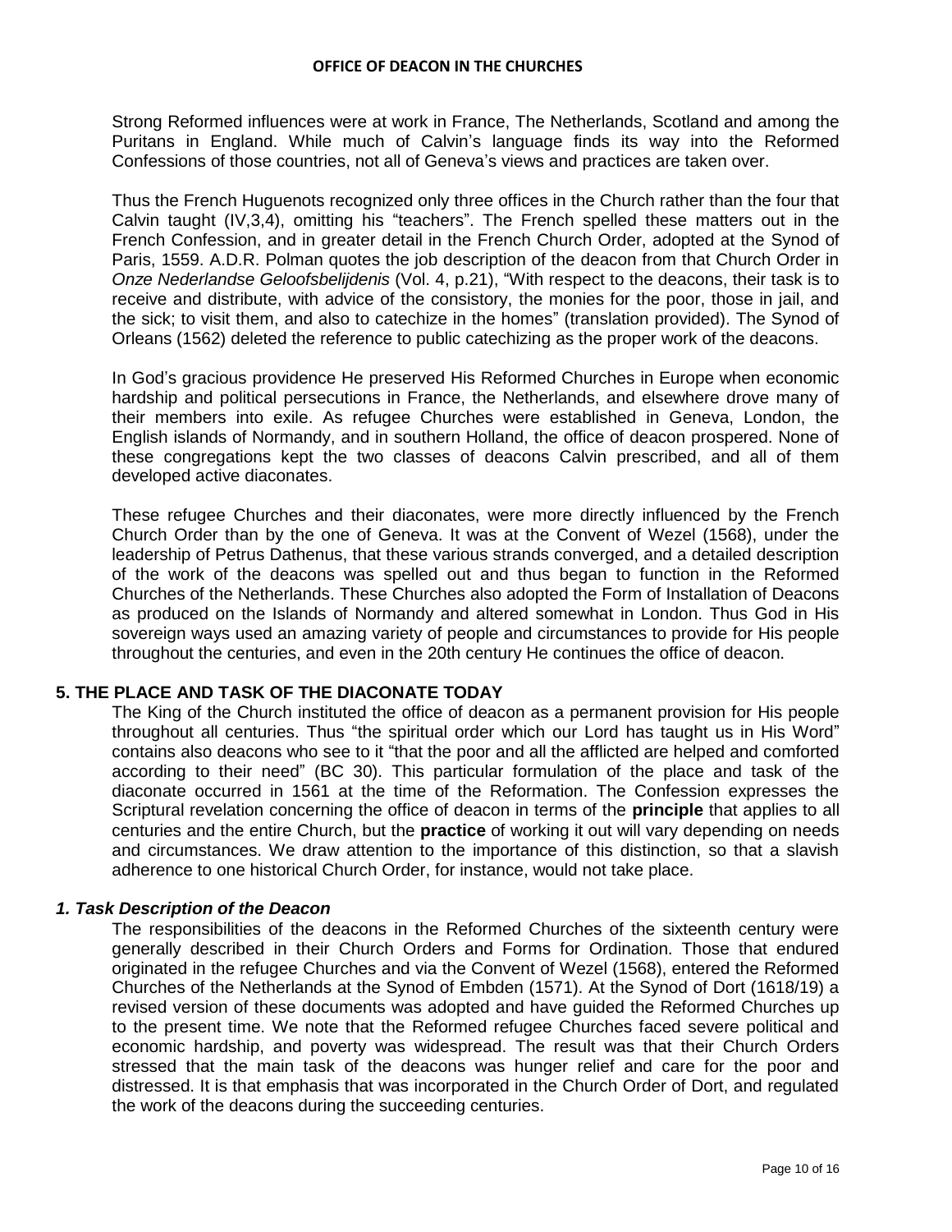Strong Reformed influences were at work in France, The Netherlands, Scotland and among the Puritans in England. While much of Calvin's language finds its way into the Reformed Confessions of those countries, not all of Geneva's views and practices are taken over.

Thus the French Huguenots recognized only three offices in the Church rather than the four that Calvin taught (IV,3,4), omitting his "teachers". The French spelled these matters out in the French Confession, and in greater detail in the French Church Order, adopted at the Synod of Paris, 1559. A.D.R. Polman quotes the job description of the deacon from that Church Order in *Onze Nederlandse Geloofsbelijdenis* (Vol. 4, p.21), "With respect to the deacons, their task is to receive and distribute, with advice of the consistory, the monies for the poor, those in jail, and the sick; to visit them, and also to catechize in the homes" (translation provided). The Synod of Orleans (1562) deleted the reference to public catechizing as the proper work of the deacons.

In God's gracious providence He preserved His Reformed Churches in Europe when economic hardship and political persecutions in France, the Netherlands, and elsewhere drove many of their members into exile. As refugee Churches were established in Geneva, London, the English islands of Normandy, and in southern Holland, the office of deacon prospered. None of these congregations kept the two classes of deacons Calvin prescribed, and all of them developed active diaconates.

These refugee Churches and their diaconates, were more directly influenced by the French Church Order than by the one of Geneva. It was at the Convent of Wezel (1568), under the leadership of Petrus Dathenus, that these various strands converged, and a detailed description of the work of the deacons was spelled out and thus began to function in the Reformed Churches of the Netherlands. These Churches also adopted the Form of Installation of Deacons as produced on the Islands of Normandy and altered somewhat in London. Thus God in His sovereign ways used an amazing variety of people and circumstances to provide for His people throughout the centuries, and even in the 20th century He continues the office of deacon.

## 5. THE PLACE AND TASK OF THE DIACONATE TODAY

The King of the Church instituted the office of deacon as a permanent provision for His people throughout all centuries. Thus "the spiritual order which our Lord has taught us in His Word" contains also deacons who see to it "that the poor and all the afflicted are helped and comforted according to their need" (BC 30). This particular formulation of the place and task of the diaconate occurred in 1561 at the time of the Reformation. The Confession expresses the Scriptural revelation concerning the office of deacon in terms of the **principle** that applies to all centuries and the entire Church, but the **practice** of working it out will vary depending on needs and circumstances. We draw attention to the importance of this distinction, so that a slavish adherence to one historical Church Order, for instance, would not take place.

### *1. Task Description of the Deacon*

The responsibilities of the deacons in the Reformed Churches of the sixteenth century were generally described in their Church Orders and Forms for Ordination. Those that endured originated in the refugee Churches and via the Convent of Wezel (1568), entered the Reformed Churches of the Netherlands at the Synod of Embden (1571). At the Synod of Dort (1618/19) a revised version of these documents was adopted and have guided the Reformed Churches up to the present time. We note that the Reformed refugee Churches faced severe political and economic hardship, and poverty was widespread. The result was that their Church Orders stressed that the main task of the deacons was hunger relief and care for the poor and distressed. It is that emphasis that was incorporated in the Church Order of Dort, and regulated the work of the deacons during the succeeding centuries.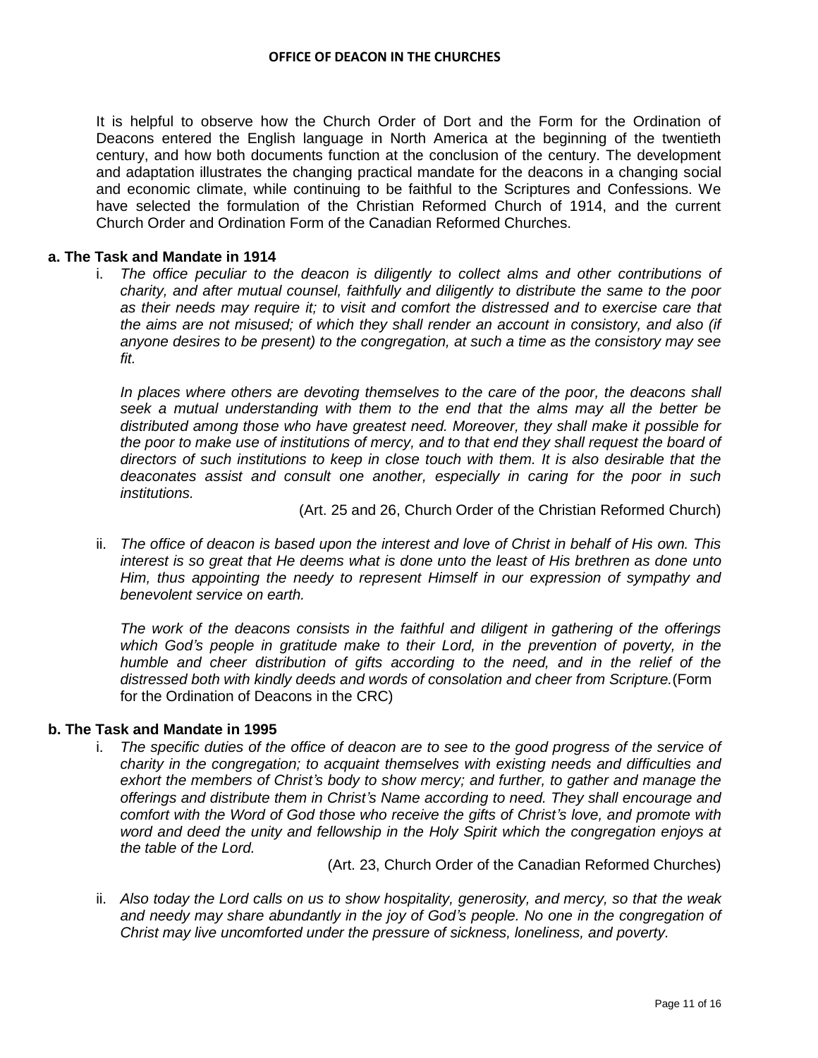It is helpful to observe how the Church Order of Dort and the Form for the Ordination of Deacons entered the English language in North America at the beginning of the twentieth century, and how both documents function at the conclusion of the century. The development and adaptation illustrates the changing practical mandate for the deacons in a changing social and economic climate, while continuing to be faithful to the Scriptures and Confessions. We have selected the formulation of the Christian Reformed Church of 1914, and the current Church Order and Ordination Form of the Canadian Reformed Churches.

**a. The Task and Mandate in 1914**

i. *The office peculiar to the deacon is diligently to collect alms and other contributions of charity, and after mutual counsel, faithfully and diligently to distribute the same to the poor as their needs may require it; to visit and comfort the distressed and to exercise care that the aims are not misused; of which they shall render an account in consistory, and also (if anyone desires to be present) to the congregation, at such a time as the consistory may see fit.*

   *In places where others are devoting themselves to the care of the poor, the deacons shall seek a mutual understanding with them to the end that the alms may all the better be distributed among those who have greatest need. Moreover, they shall make it possible for the poor to make use of institutions of mercy, and to that end they shall request the board of directors of such institutions to keep in close touch with them. It is also desirable that the deaconates assist and consult one another, especially in caring for the poor in such institutions.*

   (Art. 25 and 26, Church Order of the Christian Reformed Church)

ii. *The office of deacon is based upon the interest and love of Christ in behalf of His own. This interest is so great that He deems what is done unto the least of His brethren as done unto Him, thus appointing the needy to represent Himself in our expression of sympathy and benevolent service on earth.*

   *The work of the deacons consists in the faithful and diligent in gathering of the offerings which God's people in gratitude make to their Lord, in the prevention of poverty, in the humble and cheer distribution of gifts according to the need, and in the relief of the distressed both with kindly deeds and words of consolation and cheer from Scripture.* (Form for the Ordination of Deacons in the CRC)

**b. The Task and Mandate in 1995**

i. *The specific duties of the office of deacon are to see to the good progress of the service of charity in the congregation; to acquaint themselves with existing needs and difficulties and exhort the members of Christ's body to show mercy; and further, to gather and manage the offerings and distribute them in Christ's Name according to need. They shall encourage and comfort with the Word of God those who receive the gifts of Christ's love, and promote with word and deed the unity and fellowship in the Holy Spirit which the congregation enjoys at the table of the Lord.*

   (Art. 23, Church Order of the Canadian Reformed Churches)

ii. *Also today the Lord calls on us to show hospitality, generosity, and mercy, so that the weak and needy may share abundantly in the joy of God's people. No one in the congregation of Christ may live uncomforted under the pressure of sickness, loneliness, and poverty.*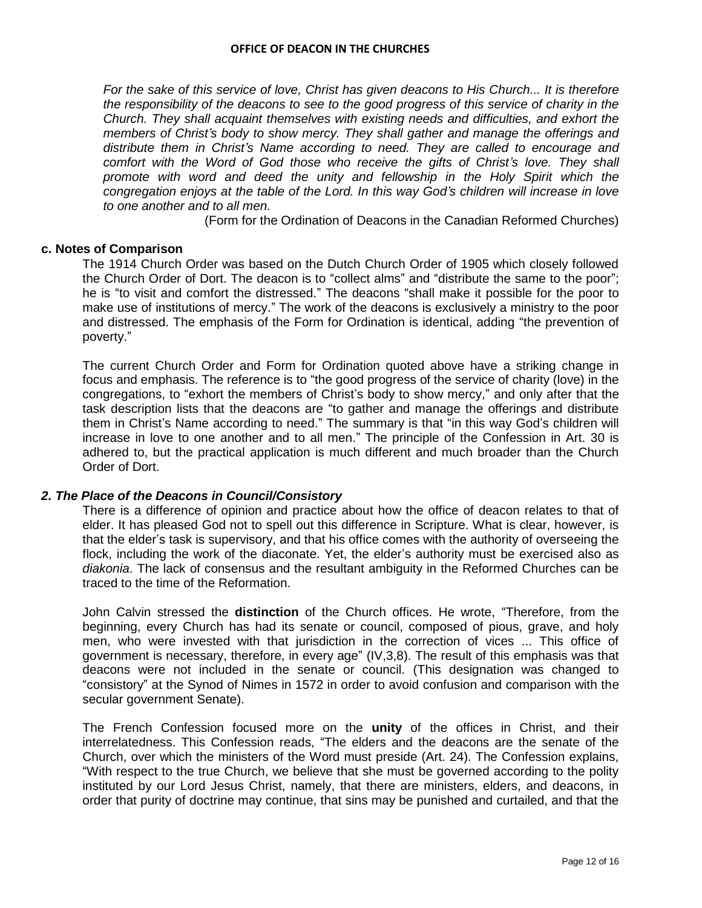*For the sake of this service of love, Christ has given deacons to His Church... It is therefore the responsibility of the deacons to see to the good progress of this service of charity in the Church. They shall acquaint themselves with existing needs and difficulties, and exhort the members of Christ's body to show mercy. They shall gather and manage the offerings and distribute them in Christ's Name according to need. They are called to encourage and comfort with the Word of God those who receive the gifts of Christ's love. They shall promote with word and deed the unity and fellowship in the Holy Spirit which the congregation enjoys at the table of the Lord. In this way God's children will increase in love to one another and to all men.*

(Form for the Ordination of Deacons in the Canadian Reformed Churches)

### c. Notes of Comparison

The 1914 Church Order was based on the Dutch Church Order of 1905 which closely followed the Church Order of Dort. The deacon is to "collect alms" and "distribute the same to the poor"; he is "to visit and comfort the distressed." The deacons "shall make it possible for the poor to make use of institutions of mercy." The work of the deacons is exclusively a ministry to the poor and distressed. The emphasis of the Form for Ordination is identical, adding "the prevention of poverty."

The current Church Order and Form for Ordination quoted above have a striking change in focus and emphasis. The reference is to "the good progress of the service of charity (love) in the congregations, to "exhort the members of Christ's body to show mercy," and only after that the task description lists that the deacons are "to gather and manage the offerings and distribute them in Christ's Name according to need." The summary is that "in this way God's children will increase in love to one another and to all men." The principle of the Confession in Art. 30 is adhered to, but the practical application is much different and much broader than the Church Order of Dort.

### *2. The Place of the Deacons in Council/Consistory*

There is a difference of opinion and practice about how the office of deacon relates to that of elder. It has pleased God not to spell out this difference in Scripture. What is clear, however, is that the elder's task is supervisory, and that his office comes with the authority of overseeing the flock, including the work of the diaconate. Yet, the elder's authority must be exercised also as *diakonia*. The lack of consensus and the resultant ambiguity in the Reformed Churches can be traced to the time of the Reformation.

John Calvin stressed the **distinction** of the Church offices. He wrote, "Therefore, from the beginning, every Church has had its senate or council, composed of pious, grave, and holy men, who were invested with that jurisdiction in the correction of vices ... This office of government is necessary, therefore, in every age" (IV,3,8). The result of this emphasis was that deacons were not included in the senate or council. (This designation was changed to "consistory" at the Synod of Nimes in 1572 in order to avoid confusion and comparison with the secular government Senate).

The French Confession focused more on the **unity** of the offices in Christ, and their interrelatedness. This Confession reads, "The elders and the deacons are the senate of the Church, over which the ministers of the Word must preside (Art. 24). The Confession explains, "With respect to the true Church, we believe that she must be governed according to the polity instituted by our Lord Jesus Christ, namely, that there are ministers, elders, and deacons, in order that purity of doctrine may continue, that sins may be punished and curtailed, and that the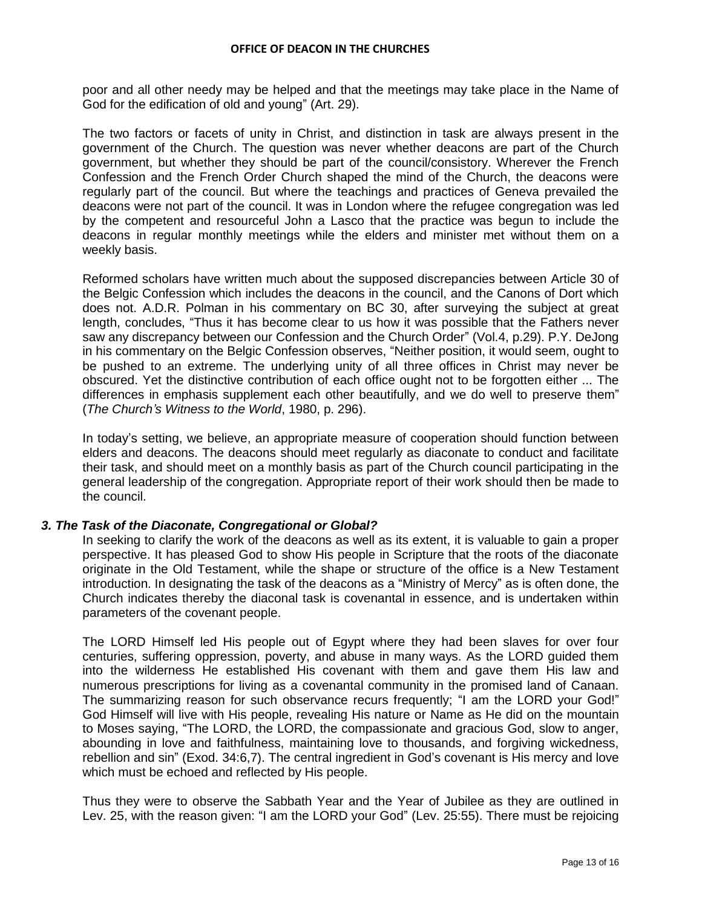poor and all other needy may be helped and that the meetings may take place in the Name of God for the edification of old and young" (Art. 29).

The two factors or facets of unity in Christ, and distinction in task are always present in the government of the Church. The question was never whether deacons are part of the Church government, but whether they should be part of the council/consistory. Wherever the French Confession and the French Order Church shaped the mind of the Church, the deacons were regularly part of the council. But where the teachings and practices of Geneva prevailed the deacons were not part of the council. It was in London where the refugee congregation was led by the competent and resourceful John a Lasco that the practice was begun to include the deacons in regular monthly meetings while the elders and minister met without them on a weekly basis.

Reformed scholars have written much about the supposed discrepancies between Article 30 of the Belgic Confession which includes the deacons in the council, and the Canons of Dort which does not. A.D.R. Polman in his commentary on BC 30, after surveying the subject at great length, concludes, "Thus it has become clear to us how it was possible that the Fathers never saw any discrepancy between our Confession and the Church Order" (Vol.4, p.29). P.Y. DeJong in his commentary on the Belgic Confession observes, "Neither position, it would seem, ought to be pushed to an extreme. The underlying unity of all three offices in Christ may never be obscured. Yet the distinctive contribution of each office ought not to be forgotten either ... The differences in emphasis supplement each other beautifully, and we do well to preserve them" (*The Church's Witness to the World*, 1980, p. 296).

In today's setting, we believe, an appropriate measure of cooperation should function between elders and deacons. The deacons should meet regularly as diaconate to conduct and facilitate their task, and should meet on a monthly basis as part of the Church council participating in the general leadership of the congregation. Appropriate report of their work should then be made to the council.

### *3. The Task of the Diaconate, Congregational or Global?*

In seeking to clarify the work of the deacons as well as its extent, it is valuable to gain a proper perspective. It has pleased God to show His people in Scripture that the roots of the diaconate originate in the Old Testament, while the shape or structure of the office is a New Testament introduction. In designating the task of the deacons as a "Ministry of Mercy" as is often done, the Church indicates thereby the diaconal task is covenantal in essence, and is undertaken within parameters of the covenant people.

The LORD Himself led His people out of Egypt where they had been slaves for over four centuries, suffering oppression, poverty, and abuse in many ways. As the LORD guided them into the wilderness He established His covenant with them and gave them His law and numerous prescriptions for living as a covenantal community in the promised land of Canaan. The summarizing reason for such observance recurs frequently; "I am the LORD your God!" God Himself will live with His people, revealing His nature or Name as He did on the mountain to Moses saying, "The LORD, the LORD, the compassionate and gracious God, slow to anger, abounding in love and faithfulness, maintaining love to thousands, and forgiving wickedness, rebellion and sin" (Exod. 34:6,7). The central ingredient in God's covenant is His mercy and love which must be echoed and reflected by His people.

Thus they were to observe the Sabbath Year and the Year of Jubilee as they are outlined in Lev. 25, with the reason given: "I am the LORD your God" (Lev. 25:55). There must be rejoicing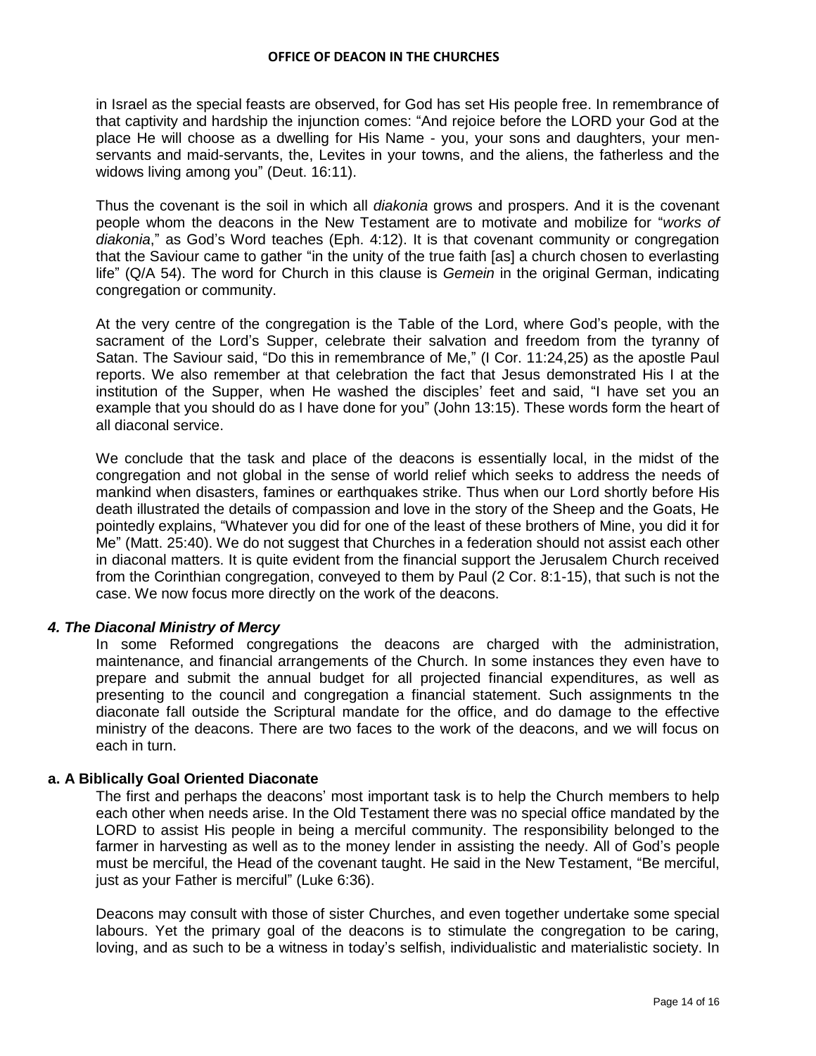in Israel as the special feasts are observed, for God has set His people free. In remembrance of that captivity and hardship the injunction comes: "And rejoice before the LORD your God at the place He will choose as a dwelling for His Name - you, your sons and daughters, your men-servants and maid-servants, the, Levites in your towns, and the aliens, the fatherless and the widows living among you" (Deut. 16:11).

Thus the covenant is the soil in which all *diakonia* grows and prospers. And it is the covenant people whom the deacons in the New Testament are to motivate and mobilize for "*works of diakonia*," as God's Word teaches (Eph. 4:12). It is that covenant community or congregation that the Saviour came to gather "in the unity of the true faith [as] a church chosen to everlasting life" (Q/A 54). The word for Church in this clause is *Gemein* in the original German, indicating congregation or community.

At the very centre of the congregation is the Table of the Lord, where God's people, with the sacrament of the Lord's Supper, celebrate their salvation and freedom from the tyranny of Satan. The Saviour said, "Do this in remembrance of Me," (I Cor. 11:24,25) as the apostle Paul reports. We also remember at that celebration the fact that Jesus demonstrated His I at the institution of the Supper, when He washed the disciples' feet and said, "I have set you an example that you should do as I have done for you" (John 13:15). These words form the heart of all diaconal service.

We conclude that the task and place of the deacons is essentially local, in the midst of the congregation and not global in the sense of world relief which seeks to address the needs of mankind when disasters, famines or earthquakes strike. Thus when our Lord shortly before His death illustrated the details of compassion and love in the story of the Sheep and the Goats, He pointedly explains, "Whatever you did for one of the least of these brothers of Mine, you did it for Me" (Matt. 25:40). We do not suggest that Churches in a federation should not assist each other in diaconal matters. It is quite evident from the financial support the Jerusalem Church received from the Corinthian congregation, conveyed to them by Paul (2 Cor. 8:1-15), that such is not the case. We now focus more directly on the work of the deacons.

### *4. The Diaconal Ministry of Mercy*

In some Reformed congregations the deacons are charged with the administration, maintenance, and financial arrangements of the Church. In some instances they even have to prepare and submit the annual budget for all projected financial expenditures, as well as presenting to the council and congregation a financial statement. Such assignments tn the diaconate fall outside the Scriptural mandate for the office, and do damage to the effective ministry of the deacons. There are two faces to the work of the deacons, and we will focus on each in turn.

#### a. A Biblically Goal Oriented Diaconate

The first and perhaps the deacons' most important task is to help the Church members to help each other when needs arise. In the Old Testament there was no special office mandated by the LORD to assist His people in being a merciful community. The responsibility belonged to the farmer in harvesting as well as to the money lender in assisting the needy. All of God's people must be merciful, the Head of the covenant taught. He said in the New Testament, "Be merciful, just as your Father is merciful" (Luke 6:36).

Deacons may consult with those of sister Churches, and even together undertake some special labours. Yet the primary goal of the deacons is to stimulate the congregation to be caring, loving, and as such to be a witness in today's selfish, individualistic and materialistic society. In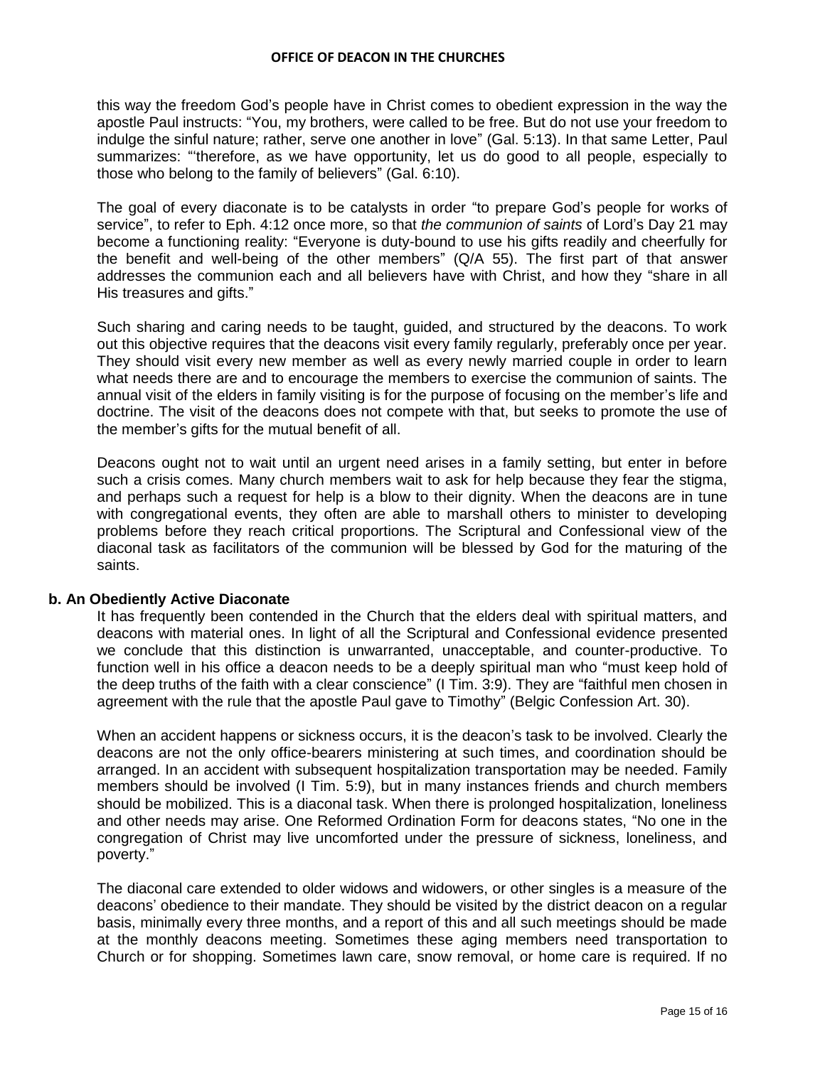this way the freedom God's people have in Christ comes to obedient expression in the way the apostle Paul instructs: "You, my brothers, were called to be free. But do not use your freedom to indulge the sinful nature; rather, serve one another in love" (Gal. 5:13). In that same Letter, Paul summarizes: "'therefore, as we have opportunity, let us do good to all people, especially to those who belong to the family of believers" (Gal. 6:10).

The goal of every diaconate is to be catalysts in order "to prepare God's people for works of service", to refer to Eph. 4:12 once more, so that *the communion of saints* of Lord's Day 21 may become a functioning reality: "Everyone is duty-bound to use his gifts readily and cheerfully for the benefit and well-being of the other members" (Q/A 55). The first part of that answer addresses the communion each and all believers have with Christ, and how they "share in all His treasures and gifts."

Such sharing and caring needs to be taught, guided, and structured by the deacons. To work out this objective requires that the deacons visit every family regularly, preferably once per year. They should visit every new member as well as every newly married couple in order to learn what needs there are and to encourage the members to exercise the communion of saints. The annual visit of the elders in family visiting is for the purpose of focusing on the member's life and doctrine. The visit of the deacons does not compete with that, but seeks to promote the use of the member's gifts for the mutual benefit of all.

Deacons ought not to wait until an urgent need arises in a family setting, but enter in before such a crisis comes. Many church members wait to ask for help because they fear the stigma, and perhaps such a request for help is a blow to their dignity. When the deacons are in tune with congregational events, they often are able to marshall others to minister to developing problems before they reach critical proportions. The Scriptural and Confessional view of the diaconal task as facilitators of the communion will be blessed by God for the maturing of the saints.

**b. An Obediently Active Diaconate**

It has frequently been contended in the Church that the elders deal with spiritual matters, and deacons with material ones. In light of all the Scriptural and Confessional evidence presented we conclude that this distinction is unwarranted, unacceptable, and counter-productive. To function well in his office a deacon needs to be a deeply spiritual man who "must keep hold of the deep truths of the faith with a clear conscience" (I Tim. 3:9). They are "faithful men chosen in agreement with the rule that the apostle Paul gave to Timothy" (Belgic Confession Art. 30).

When an accident happens or sickness occurs, it is the deacon's task to be involved. Clearly the deacons are not the only office-bearers ministering at such times, and coordination should be arranged. In an accident with subsequent hospitalization transportation may be needed. Family members should be involved (I Tim. 5:9), but in many instances friends and church members should be mobilized. This is a diaconal task. When there is prolonged hospitalization, loneliness and other needs may arise. One Reformed Ordination Form for deacons states, "No one in the congregation of Christ may live uncomforted under the pressure of sickness, loneliness, and poverty."

The diaconal care extended to older widows and widowers, or other singles is a measure of the deacons' obedience to their mandate. They should be visited by the district deacon on a regular basis, minimally every three months, and a report of this and all such meetings should be made at the monthly deacons meeting. Sometimes these aging members need transportation to Church or for shopping. Sometimes lawn care, snow removal, or home care is required. If no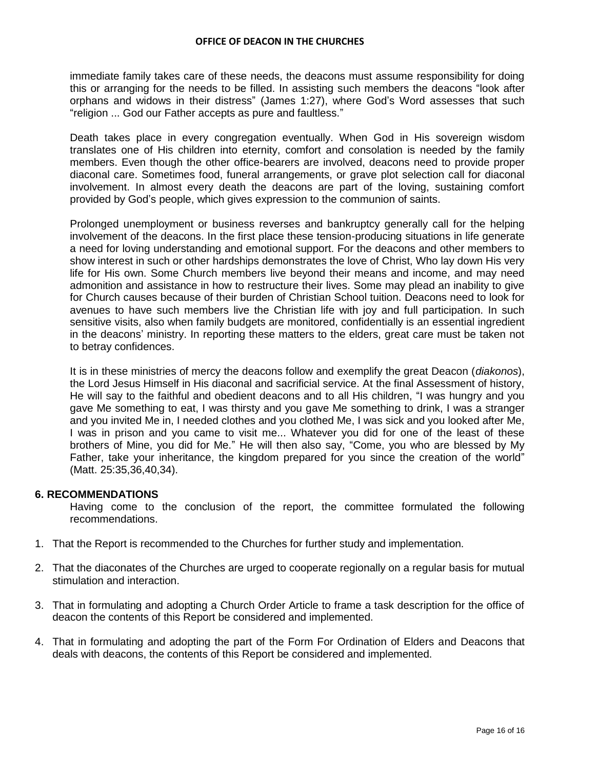immediate family takes care of these needs, the deacons must assume responsibility for doing this or arranging for the needs to be filled. In assisting such members the deacons "look after orphans and widows in their distress" (James 1:27), where God's Word assesses that such "religion ... God our Father accepts as pure and faultless."

Death takes place in every congregation eventually. When God in His sovereign wisdom translates one of His children into eternity, comfort and consolation is needed by the family members. Even though the other office-bearers are involved, deacons need to provide proper diaconal care. Sometimes food, funeral arrangements, or grave plot selection call for diaconal involvement. In almost every death the deacons are part of the loving, sustaining comfort provided by God's people, which gives expression to the communion of saints.

Prolonged unemployment or business reverses and bankruptcy generally call for the helping involvement of the deacons. In the first place these tension-producing situations in life generate a need for loving understanding and emotional support. For the deacons and other members to show interest in such or other hardships demonstrates the love of Christ, Who lay down His very life for His own. Some Church members live beyond their means and income, and may need admonition and assistance in how to restructure their lives. Some may plead an inability to give for Church causes because of their burden of Christian School tuition. Deacons need to look for avenues to have such members live the Christian life with joy and full participation. In such sensitive visits, also when family budgets are monitored, confidentially is an essential ingredient in the deacons' ministry. In reporting these matters to the elders, great care must be taken not to betray confidences.

It is in these ministries of mercy the deacons follow and exemplify the great Deacon (*diakonos*), the Lord Jesus Himself in His diaconal and sacrificial service. At the final Assessment of history, He will say to the faithful and obedient deacons and to all His children, "I was hungry and you gave Me something to eat, I was thirsty and you gave Me something to drink, I was a stranger and you invited Me in, I needed clothes and you clothed Me, I was sick and you looked after Me, I was in prison and you came to visit me... Whatever you did for one of the least of these brothers of Mine, you did for Me." He will then also say, "Come, you who are blessed by My Father, take your inheritance, the kingdom prepared for you since the creation of the world" (Matt. 25:35,36,40,34).

## 6. RECOMMENDATIONS

Having come to the conclusion of the report, the committee formulated the following recommendations.

1. That the Report is recommended to the Churches for further study and implementation.

2. That the diaconates of the Churches are urged to cooperate regionally on a regular basis for mutual stimulation and interaction.

3. That in formulating and adopting a Church Order Article to frame a task description for the office of deacon the contents of this Report be considered and implemented.

4. That in formulating and adopting the part of the Form For Ordination of Elders and Deacons that deals with deacons, the contents of this Report be considered and implemented.